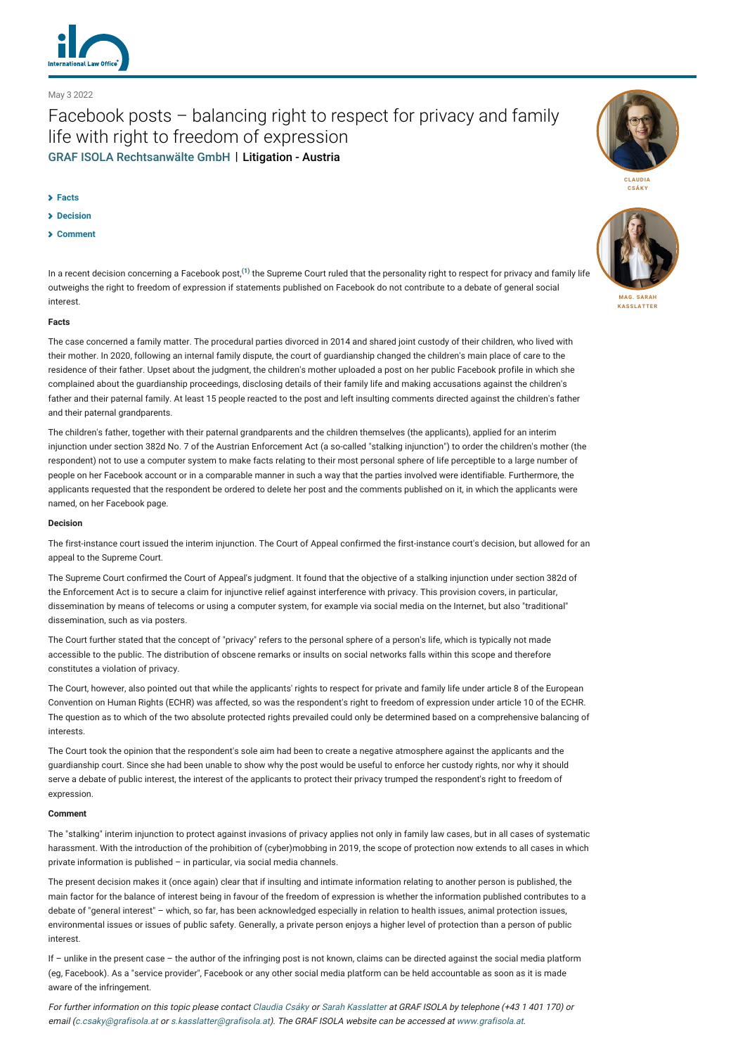May 3 2022

# Facebook posts – balancing right to respect for privacy and family life with right to freedom of expression

GRAF ISOLA Rechtsanwälte GmbH | Litigation - Austria

CLAUDIA CSÁKY

MAG. SARAH KASSLATTER

- Facts
- Decision
- Comment

In a recent decision concerning a Facebook post,[1] the Supreme Court ruled that the personality right to respect for privacy and family life outweighs the right to freedom of expression if statements published on Facebook do not contribute to a debate of general social interest.

### Facts

The case concerned a family matter. The procedural parties divorced in 2014 and shared joint custody of their children, who lived with their mother. In 2020, following an internal family dispute, the court of guardianship changed the children's main place of care to the residence of their father. Upset about the judgment, the children's mother uploaded a post on her public Facebook profile in which she complained about the guardianship proceedings, disclosing details of their family life and making accusations against the children's father and their paternal family. At least 15 people reacted to the post and left insulting comments directed against the children's father and their paternal grandparents.

The children's father, together with their paternal grandparents and the children themselves (the applicants), applied for an interim injunction under section 382d No. 7 of the Austrian Enforcement Act (a so-called "stalking injunction") to order the children's mother (the respondent) not to use a computer system to make facts relating to their most personal sphere of life perceptible to a large number of people on her Facebook account or in a comparable manner in such a way that the parties involved were identifiable. Furthermore, the applicants requested that the respondent be ordered to delete her post and the comments published on it, in which the applicants were named, on her Facebook page.

### Decision

The first-instance court issued the interim injunction. The Court of Appeal confirmed the first-instance court's decision, but allowed for an appeal to the Supreme Court.

The Supreme Court confirmed the Court of Appeal's judgment. It found that the objective of a stalking injunction under section 382d of the Enforcement Act is to secure a claim for injunctive relief against interference with privacy. This provision covers, in particular, dissemination by means of telecoms or using a computer system, for example via social media on the Internet, but also "traditional" dissemination, such as via posters.

The Court further stated that the concept of "privacy" refers to the personal sphere of a person's life, which is typically not made accessible to the public. The distribution of obscene remarks or insults on social networks falls within this scope and therefore constitutes a violation of privacy.

The Court, however, also pointed out that while the applicants' rights to respect for private and family life under article 8 of the European Convention on Human Rights (ECHR) was affected, so was the respondent's right to freedom of expression under article 10 of the ECHR. The question as to which of the two absolute protected rights prevailed could only be determined based on a comprehensive balancing of interests.

The Court took the opinion that the respondent's sole aim had been to create a negative atmosphere against the applicants and the guardianship court. Since she had been unable to show why the post would be useful to enforce her custody rights, nor why it should serve a debate of public interest, the interest of the applicants to protect their privacy trumped the respondent's right to freedom of expression.

### Comment

The "stalking" interim injunction to protect against invasions of privacy applies not only in family law cases, but in all cases of systematic harassment. With the introduction of the prohibition of (cyber)mobbing in 2019, the scope of protection now extends to all cases in which private information is published – in particular, via social media channels.

The present decision makes it (once again) clear that if insulting and intimate information relating to another person is published, the main factor for the balance of interest being in favour of the freedom of expression is whether the information published contributes to a debate of "general interest" – which, so far, has been acknowledged especially in relation to health issues, animal protection issues, environmental issues or issues of public safety. Generally, a private person enjoys a higher level of protection than a person of public interest.

If – unlike in the present case – the author of the infringing post is not known, claims can be directed against the social media platform (eg, Facebook). As a "service provider", Facebook or any other social media platform can be held accountable as soon as it is made aware of the infringement.

*For further information on this topic please contact Claudia Csáky or Sarah Kasslatter at GRAF ISOLA by telephone (+43 1 401 170) or email (c.csaky@grafisola.at or s.kasslatter@grafisola.at). The GRAF ISOLA website can be accessed at www.grafisola.at.*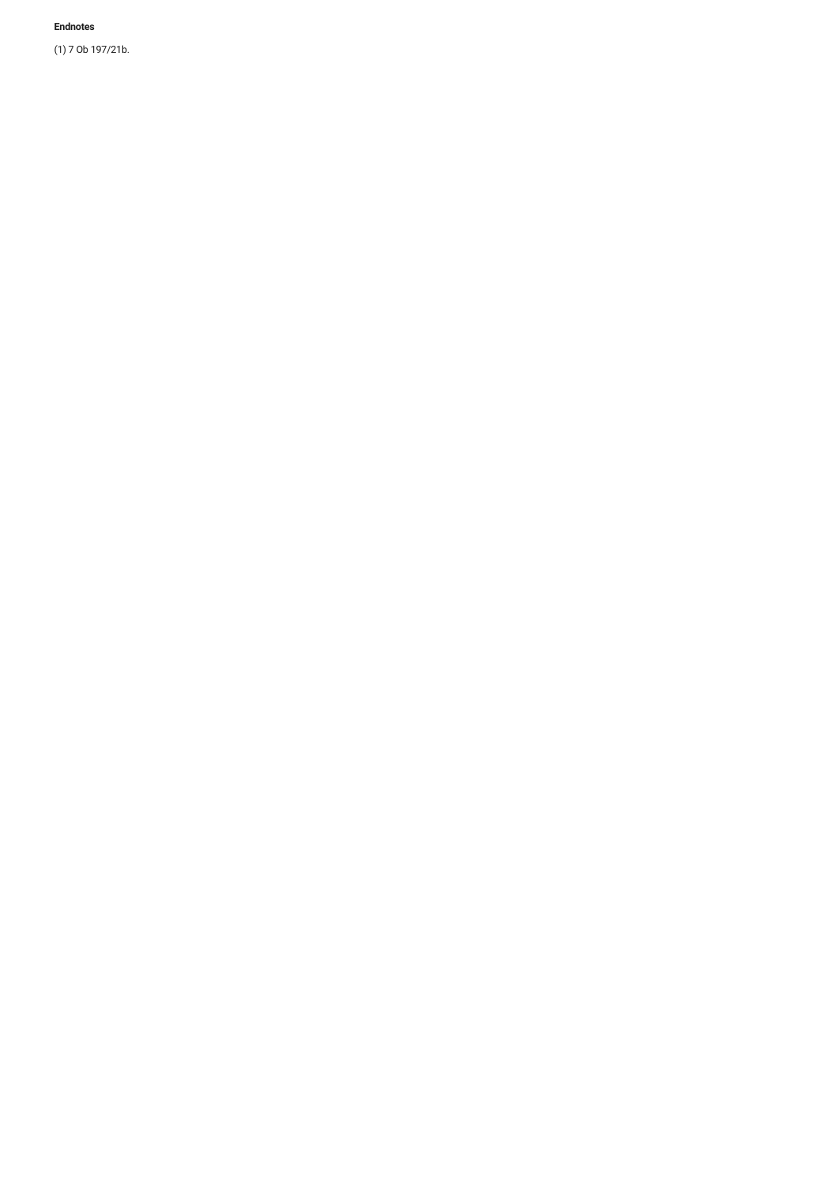**Endnotes**

(1) 7 Ob 197/21b.